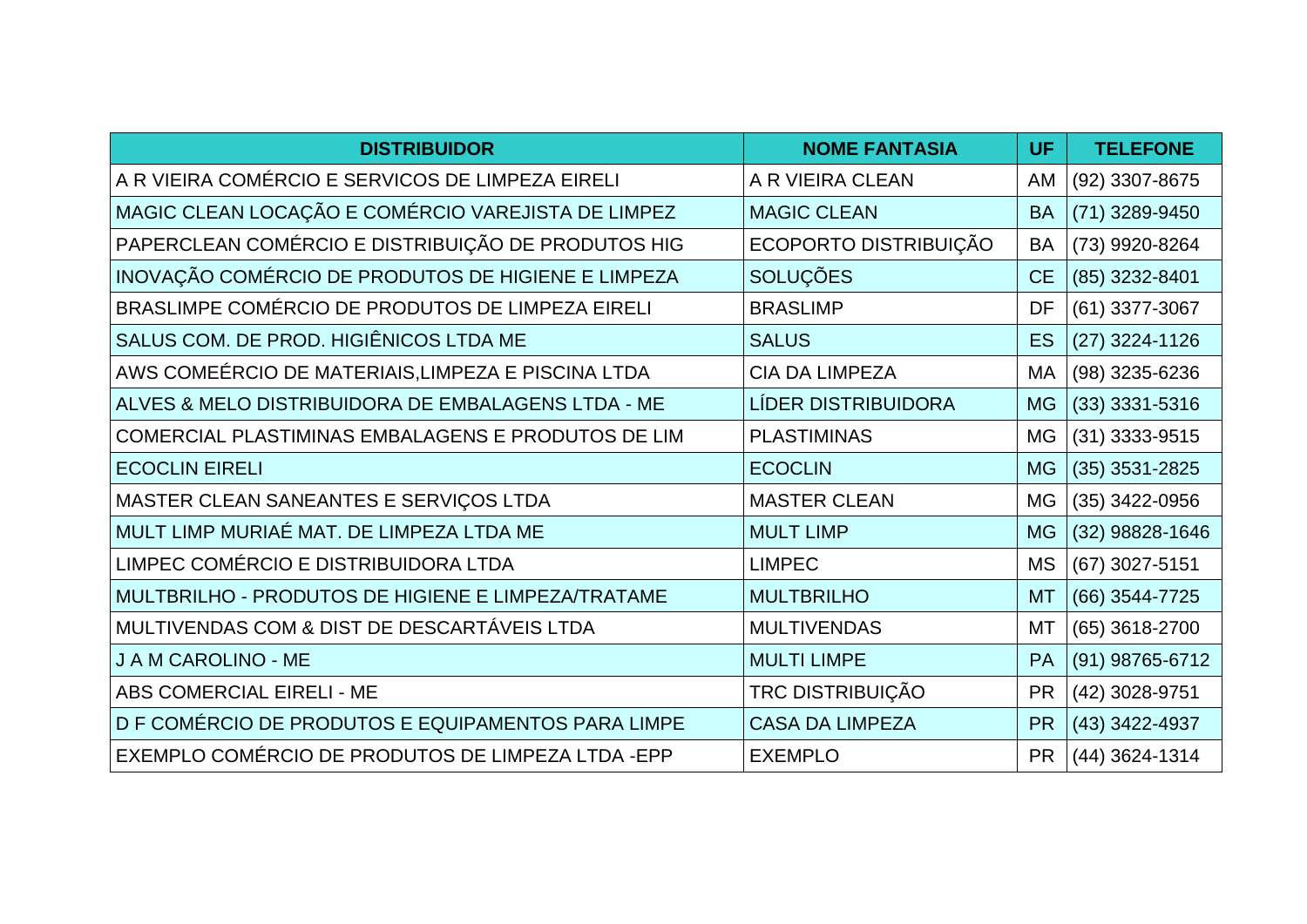| DISTRIBUIDOR | NOME FANTASIA | UF | TELEFONE |
|---|---|---|---|
| A R VIEIRA COMÉRCIO E SERVICOS DE LIMPEZA EIRELI | A R VIEIRA CLEAN | AM | (92) 3307-8675 |
| MAGIC CLEAN LOCAÇÃO E COMÉRCIO VAREJISTA DE LIMPEZ | MAGIC CLEAN | BA | (71) 3289-9450 |
| PAPERCLEAN COMÉRCIO E DISTRIBUIÇÃO DE PRODUTOS HIG | ECOPORTO DISTRIBUIÇÃO | BA | (73) 9920-8264 |
| INOVAÇÃO COMÉRCIO DE PRODUTOS DE HIGIENE E LIMPEZA | SOLUÇÕES | CE | (85) 3232-8401 |
| BRASLIMPE COMÉRCIO DE PRODUTOS DE LIMPEZA EIRELI | BRASLIMP | DF | (61) 3377-3067 |
| SALUS COM. DE PROD. HIGIÊNICOS LTDA ME | SALUS | ES | (27) 3224-1126 |
| AWS COMEÉRCIO DE MATERIAIS,LIMPEZA E PISCINA LTDA | CIA DA LIMPEZA | MA | (98) 3235-6236 |
| ALVES & MELO DISTRIBUIDORA DE EMBALAGENS LTDA - ME | LÍDER DISTRIBUIDORA | MG | (33) 3331-5316 |
| COMERCIAL PLASTIMINAS EMBALAGENS E PRODUTOS DE LIM | PLASTIMINAS | MG | (31) 3333-9515 |
| ECOCLIN EIRELI | ECOCLIN | MG | (35) 3531-2825 |
| MASTER CLEAN SANEANTES E SERVIÇOS LTDA | MASTER CLEAN | MG | (35) 3422-0956 |
| MULT LIMP MURIAÉ MAT. DE LIMPEZA LTDA ME | MULT LIMP | MG | (32) 98828-1646 |
| LIMPEC COMÉRCIO E DISTRIBUIDORA LTDA | LIMPEC | MS | (67) 3027-5151 |
| MULTBRILHO - PRODUTOS DE HIGIENE E LIMPEZA/TRATAME | MULTBRILHO | MT | (66) 3544-7725 |
| MULTIVENDAS COM & DIST DE DESCARTÁVEIS LTDA | MULTIVENDAS | MT | (65) 3618-2700 |
| J A M CAROLINO - ME | MULTI LIMPE | PA | (91) 98765-6712 |
| ABS COMERCIAL EIRELI - ME | TRC DISTRIBUIÇÃO | PR | (42) 3028-9751 |
| D F COMÉRCIO DE PRODUTOS E EQUIPAMENTOS PARA LIMPE | CASA DA LIMPEZA | PR | (43) 3422-4937 |
| EXEMPLO COMÉRCIO DE PRODUTOS DE LIMPEZA LTDA -EPP | EXEMPLO | PR | (44) 3624-1314 |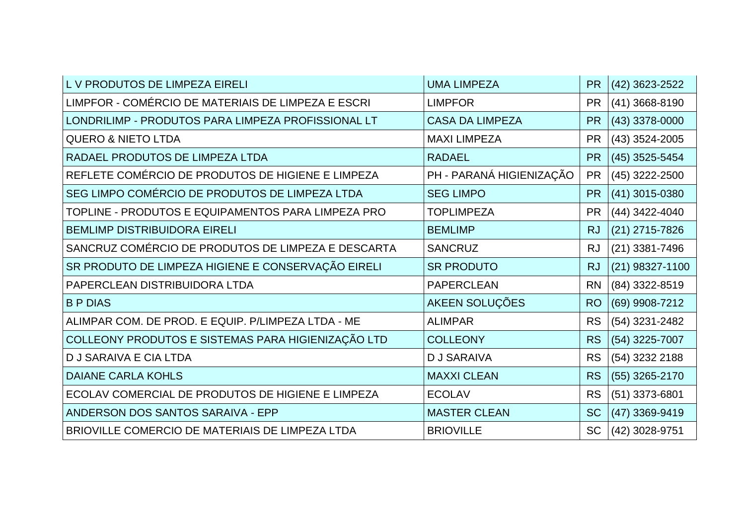| | | | |
|---|---|---|---|
| L V PRODUTOS DE LIMPEZA EIRELI | UMA LIMPEZA | PR | (42) 3623-2522 |
| LIMPFOR - COMÉRCIO DE MATERIAIS DE LIMPEZA E ESCRI | LIMPFOR | PR | (41) 3668-8190 |
| LONDRILIMP - PRODUTOS PARA LIMPEZA PROFISSIONAL LT | CASA DA LIMPEZA | PR | (43) 3378-0000 |
| QUERO & NIETO LTDA | MAXI LIMPEZA | PR | (43) 3524-2005 |
| RADAEL PRODUTOS DE LIMPEZA LTDA | RADAEL | PR | (45) 3525-5454 |
| REFLETE COMÉRCIO DE PRODUTOS DE HIGIENE E LIMPEZA | PH - PARANÁ HIGIENIZAÇÃO | PR | (45) 3222-2500 |
| SEG LIMPO COMÉRCIO DE PRODUTOS DE LIMPEZA LTDA | SEG LIMPO | PR | (41) 3015-0380 |
| TOPLINE - PRODUTOS E EQUIPAMENTOS PARA LIMPEZA PRO | TOPLIMPEZA | PR | (44) 3422-4040 |
| BEMLIMP DISTRIBUIDORA EIRELI | BEMLIMP | RJ | (21) 2715-7826 |
| SANCRUZ COMÉRCIO DE PRODUTOS DE LIMPEZA E DESCARTA | SANCRUZ | RJ | (21) 3381-7496 |
| SR PRODUTO DE LIMPEZA HIGIENE E CONSERVAÇÃO EIRELI | SR PRODUTO | RJ | (21) 98327-1100 |
| PAPERCLEAN DISTRIBUIDORA LTDA | PAPERCLEAN | RN | (84) 3322-8519 |
| B P DIAS | AKEEN SOLUÇÕES | RO | (69) 9908-7212 |
| ALIMPAR COM. DE PROD. E EQUIP. P/LIMPEZA LTDA - ME | ALIMPAR | RS | (54) 3231-2482 |
| COLLEONY PRODUTOS E SISTEMAS PARA HIGIENIZAÇÃO LTD | COLLEONY | RS | (54) 3225-7007 |
| D J SARAIVA E CIA LTDA | D J SARAIVA | RS | (54) 3232 2188 |
| DAIANE CARLA KOHLS | MAXXI CLEAN | RS | (55) 3265-2170 |
| ECOLAV COMERCIAL DE PRODUTOS DE HIGIENE E LIMPEZA | ECOLAV | RS | (51) 3373-6801 |
| ANDERSON DOS SANTOS SARAIVA - EPP | MASTER CLEAN | SC | (47) 3369-9419 |
| BRIOVILLE COMERCIO DE MATERIAIS DE LIMPEZA LTDA | BRIOVILLE | SC | (42) 3028-9751 |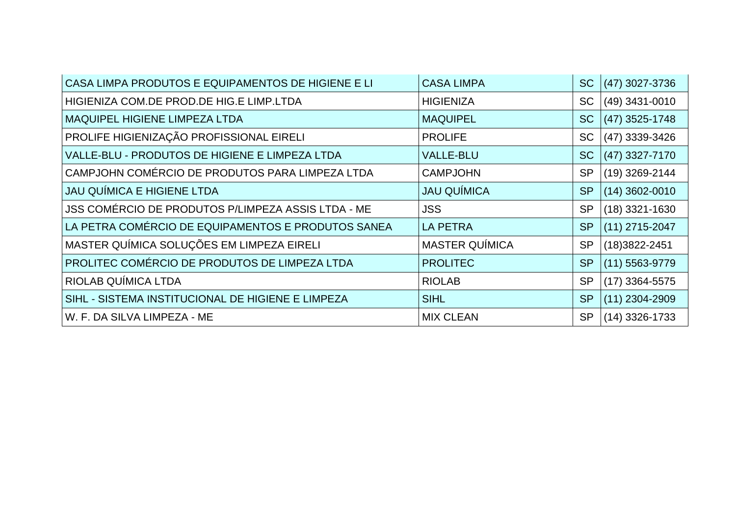| | | | |
|---|---|---|---|
| CASA LIMPA PRODUTOS E EQUIPAMENTOS DE HIGIENE E LI | CASA LIMPA | SC | (47) 3027-3736 |
| HIGIENIZA COM.DE PROD.DE HIG.E LIMP.LTDA | HIGIENIZA | SC | (49) 3431-0010 |
| MAQUIPEL HIGIENE LIMPEZA LTDA | MAQUIPEL | SC | (47) 3525-1748 |
| PROLIFE HIGIENIZAÇÃO PROFISSIONAL EIRELI | PROLIFE | SC | (47) 3339-3426 |
| VALLE-BLU - PRODUTOS DE HIGIENE E LIMPEZA LTDA | VALLE-BLU | SC | (47) 3327-7170 |
| CAMPJOHN COMÉRCIO DE PRODUTOS PARA LIMPEZA LTDA | CAMPJOHN | SP | (19) 3269-2144 |
| JAU QUÍMICA E HIGIENE LTDA | JAU QUÍMICA | SP | (14) 3602-0010 |
| JSS COMÉRCIO DE PRODUTOS P/LIMPEZA ASSIS LTDA - ME | JSS | SP | (18) 3321-1630 |
| LA PETRA COMÉRCIO DE EQUIPAMENTOS E PRODUTOS SANEA | LA PETRA | SP | (11) 2715-2047 |
| MASTER QUÍMICA SOLUÇÕES EM LIMPEZA EIRELI | MASTER QUÍMICA | SP | (18)3822-2451 |
| PROLITEC COMÉRCIO DE PRODUTOS DE LIMPEZA LTDA | PROLITEC | SP | (11) 5563-9779 |
| RIOLAB QUÍMICA LTDA | RIOLAB | SP | (17) 3364-5575 |
| SIHL - SISTEMA INSTITUCIONAL DE HIGIENE E LIMPEZA | SIHL | SP | (11) 2304-2909 |
| W. F. DA SILVA LIMPEZA - ME | MIX CLEAN | SP | (14) 3326-1733 |